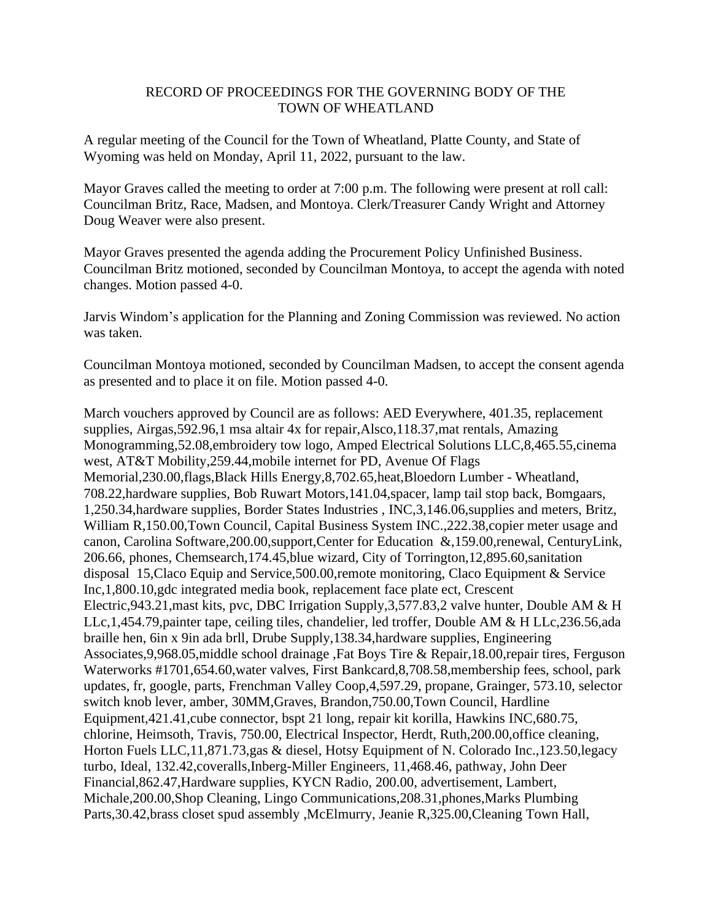RECORD OF PROCEEDINGS FOR THE GOVERNING BODY OF THE TOWN OF WHEATLAND

A regular meeting of the Council for the Town of Wheatland, Platte County, and State of Wyoming was held on Monday, April 11, 2022, pursuant to the law.

Mayor Graves called the meeting to order at 7:00 p.m. The following were present at roll call: Councilman Britz, Race, Madsen, and Montoya. Clerk/Treasurer Candy Wright and Attorney Doug Weaver were also present.

Mayor Graves presented the agenda adding the Procurement Policy Unfinished Business. Councilman Britz motioned, seconded by Councilman Montoya, to accept the agenda with noted changes. Motion passed 4-0.

Jarvis Windom's application for the Planning and Zoning Commission was reviewed. No action was taken.

Councilman Montoya motioned, seconded by Councilman Madsen, to accept the consent agenda as presented and to place it on file. Motion passed 4-0.

March vouchers approved by Council are as follows: AED Everywhere, 401.35, replacement supplies, Airgas,592.96,1 msa altair 4x for repair,Alsco,118.37,mat rentals, Amazing Monogramming,52.08,embroidery tow logo, Amped Electrical Solutions LLC,8,465.55,cinema west, AT&T Mobility,259.44,mobile internet for PD, Avenue Of Flags Memorial,230.00,flags,Black Hills Energy,8,702.65,heat,Bloedorn Lumber - Wheatland, 708.22,hardware supplies, Bob Ruwart Motors,141.04,spacer, lamp tail stop back, Bomgaars, 1,250.34,hardware supplies, Border States Industries , INC,3,146.06,supplies and meters, Britz, William R,150.00,Town Council, Capital Business System INC.,222.38,copier meter usage and canon, Carolina Software,200.00,support,Center for Education &,159.00,renewal, CenturyLink, 206.66, phones, Chemsearch,174.45,blue wizard, City of Torrington,12,895.60,sanitation disposal 15,Claco Equip and Service,500.00,remote monitoring, Claco Equipment & Service Inc,1,800.10,gdc integrated media book, replacement face plate ect, Crescent Electric,943.21,mast kits, pvc, DBC Irrigation Supply,3,577.83,2 valve hunter, Double AM & H LLc,1,454.79,painter tape, ceiling tiles, chandelier, led troffer, Double AM & H LLc,236.56,ada braille hen, 6in x 9in ada brll, Drube Supply,138.34,hardware supplies, Engineering Associates,9,968.05,middle school drainage ,Fat Boys Tire & Repair,18.00,repair tires, Ferguson Waterworks #1701,654.60,water valves, First Bankcard,8,708.58,membership fees, school, park updates, fr, google, parts, Frenchman Valley Coop,4,597.29, propane, Grainger, 573.10, selector switch knob lever, amber, 30MM,Graves, Brandon,750.00,Town Council, Hardline Equipment,421.41,cube connector, bspt 21 long, repair kit korilla, Hawkins INC,680.75, chlorine, Heimsoth, Travis, 750.00, Electrical Inspector, Herdt, Ruth,200.00,office cleaning, Horton Fuels LLC,11,871.73,gas & diesel, Hotsy Equipment of N. Colorado Inc.,123.50,legacy turbo, Ideal, 132.42,coveralls,Inberg-Miller Engineers, 11,468.46, pathway, John Deer Financial,862.47,Hardware supplies, KYCN Radio, 200.00, advertisement, Lambert, Michale,200.00,Shop Cleaning, Lingo Communications,208.31,phones,Marks Plumbing Parts,30.42,brass closet spud assembly ,McElmurry, Jeanie R,325.00,Cleaning Town Hall,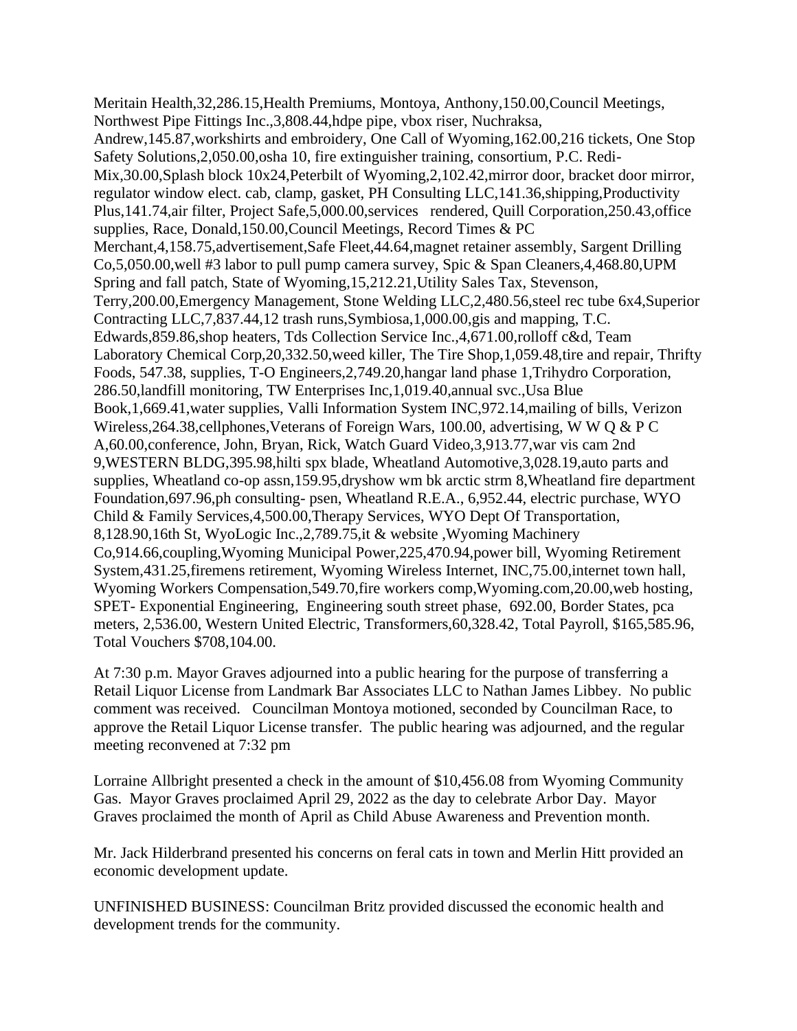Meritain Health,32,286.15,Health Premiums, Montoya, Anthony,150.00,Council Meetings, Northwest Pipe Fittings Inc.,3,808.44,hdpe pipe, vbox riser, Nuchraksa, Andrew,145.87,workshirts and embroidery, One Call of Wyoming,162.00,216 tickets, One Stop Safety Solutions,2,050.00,osha 10, fire extinguisher training, consortium, P.C. Redi-Mix,30.00,Splash block 10x24,Peterbilt of Wyoming,2,102.42,mirror door, bracket door mirror, regulator window elect. cab, clamp, gasket, PH Consulting LLC,141.36,shipping,Productivity Plus,141.74,air filter, Project Safe,5,000.00,services rendered, Quill Corporation,250.43,office supplies, Race, Donald,150.00,Council Meetings, Record Times & PC Merchant,4,158.75,advertisement,Safe Fleet,44.64,magnet retainer assembly, Sargent Drilling Co,5,050.00,well #3 labor to pull pump camera survey, Spic & Span Cleaners,4,468.80,UPM Spring and fall patch, State of Wyoming,15,212.21,Utility Sales Tax, Stevenson, Terry,200.00,Emergency Management, Stone Welding LLC,2,480.56,steel rec tube 6x4,Superior Contracting LLC,7,837.44,12 trash runs,Symbiosa,1,000.00,gis and mapping, T.C. Edwards,859.86,shop heaters, Tds Collection Service Inc.,4,671.00,rolloff c&d, Team Laboratory Chemical Corp,20,332.50,weed killer, The Tire Shop,1,059.48,tire and repair, Thrifty Foods, 547.38, supplies, T-O Engineers,2,749.20,hangar land phase 1,Trihydro Corporation, 286.50,landfill monitoring, TW Enterprises Inc,1,019.40,annual svc.,Usa Blue Book,1,669.41,water supplies, Valli Information System INC,972.14,mailing of bills, Verizon Wireless,264.38,cellphones,Veterans of Foreign Wars, 100.00, advertising, W W Q & P C A,60.00,conference, John, Bryan, Rick, Watch Guard Video,3,913.77,war vis cam 2nd 9,WESTERN BLDG,395.98,hilti spx blade, Wheatland Automotive,3,028.19,auto parts and supplies, Wheatland co-op assn,159.95,dryshow wm bk arctic strm 8,Wheatland fire department Foundation,697.96,ph consulting- psen, Wheatland R.E.A., 6,952.44, electric purchase, WYO Child & Family Services,4,500.00,Therapy Services, WYO Dept Of Transportation, 8,128.90,16th St, WyoLogic Inc.,2,789.75,it & website ,Wyoming Machinery Co,914.66,coupling,Wyoming Municipal Power,225,470.94,power bill, Wyoming Retirement System,431.25,firemens retirement, Wyoming Wireless Internet, INC,75.00,internet town hall, Wyoming Workers Compensation,549.70,fire workers comp,Wyoming.com,20.00,web hosting, SPET- Exponential Engineering, Engineering south street phase, 692.00, Border States, pca meters, 2,536.00, Western United Electric, Transformers,60,328.42, Total Payroll, $165,585.96, Total Vouchers $708,104.00.

At 7:30 p.m. Mayor Graves adjourned into a public hearing for the purpose of transferring a Retail Liquor License from Landmark Bar Associates LLC to Nathan James Libbey. No public comment was received. Councilman Montoya motioned, seconded by Councilman Race, to approve the Retail Liquor License transfer. The public hearing was adjourned, and the regular meeting reconvened at 7:32 pm

Lorraine Allbright presented a check in the amount of $10,456.08 from Wyoming Community Gas. Mayor Graves proclaimed April 29, 2022 as the day to celebrate Arbor Day. Mayor Graves proclaimed the month of April as Child Abuse Awareness and Prevention month.

Mr. Jack Hilderbrand presented his concerns on feral cats in town and Merlin Hitt provided an economic development update.

UNFINISHED BUSINESS: Councilman Britz provided discussed the economic health and development trends for the community.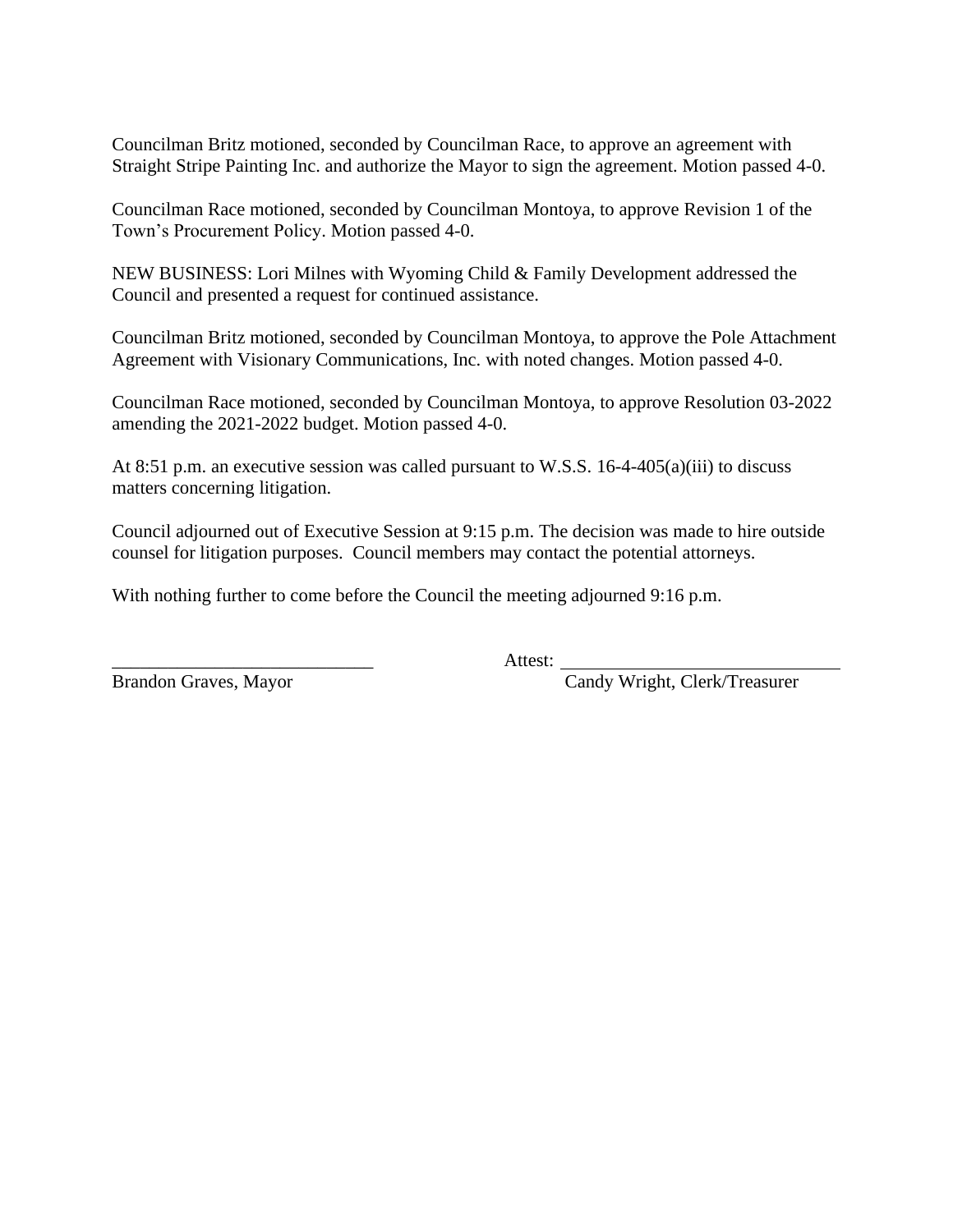Councilman Britz motioned, seconded by Councilman Race, to approve an agreement with Straight Stripe Painting Inc. and authorize the Mayor to sign the agreement. Motion passed 4-0.

Councilman Race motioned, seconded by Councilman Montoya, to approve Revision 1 of the Town's Procurement Policy. Motion passed 4-0.

NEW BUSINESS: Lori Milnes with Wyoming Child & Family Development addressed the Council and presented a request for continued assistance.

Councilman Britz motioned, seconded by Councilman Montoya, to approve the Pole Attachment Agreement with Visionary Communications, Inc. with noted changes. Motion passed 4-0.

Councilman Race motioned, seconded by Councilman Montoya, to approve Resolution 03-2022 amending the 2021-2022 budget. Motion passed 4-0.

At 8:51 p.m. an executive session was called pursuant to W.S.S. 16-4-405(a)(iii) to discuss matters concerning litigation.

Council adjourned out of Executive Session at 9:15 p.m. The decision was made to hire outside counsel for litigation purposes. Council members may contact the potential attorneys.

With nothing further to come before the Council the meeting adjourned 9:16 p.m.

____________________________ Attest: ______________________________

Brandon Graves, Mayor Candy Wright, Clerk/Treasurer